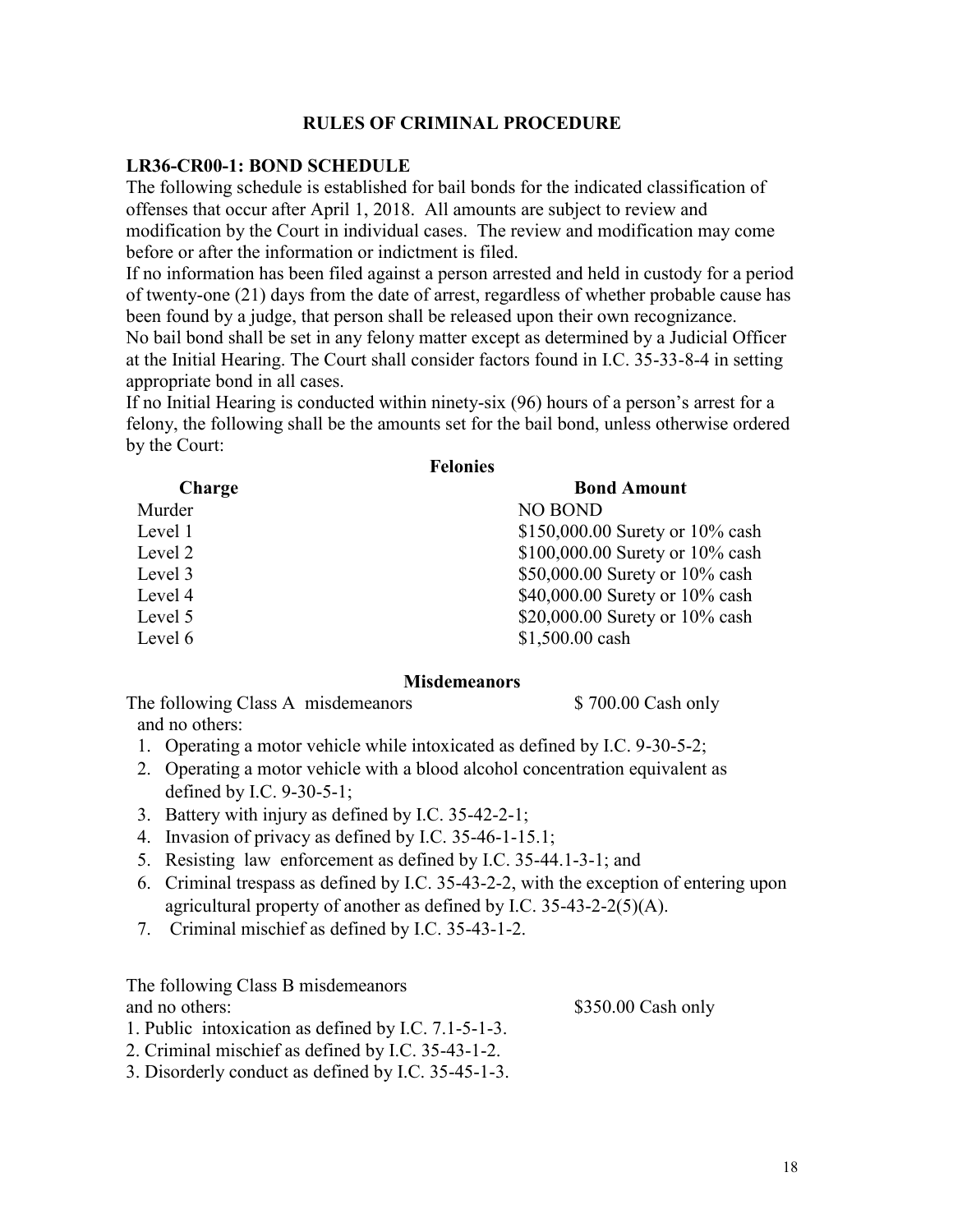## RULES OF CRIMINAL PROCEDURE

### LR36-CR00-1: BOND SCHEDULE

The following schedule is established for bail bonds for the indicated classification of offenses that occur after April 1, 2018. All amounts are subject to review and modification by the Court in individual cases. The review and modification may come before or after the information or indictment is filed.

If no information has been filed against a person arrested and held in custody for a period of twenty-one (21) days from the date of arrest, regardless of whether probable cause has been found by a judge, that person shall be released upon their own recognizance.

No bail bond shall be set in any felony matter except as determined by a Judicial Officer at the Initial Hearing. The Court shall consider factors found in I.C. 35-33-8-4 in setting appropriate bond in all cases.

If no Initial Hearing is conducted within ninety-six (96) hours of a person's arrest for a felony, the following shall be the amounts set for the bail bond, unless otherwise ordered by the Court:

**Felonies**

| Charge | Bond Amount |
|---|---|
| Murder | NO BOND |
| Level 1 | $150,000.00 Surety or 10% cash |
| Level 2 | $100,000.00 Surety or 10% cash |
| Level 3 | $50,000.00 Surety or 10% cash |
| Level 4 | $40,000.00 Surety or 10% cash |
| Level 5 | $20,000.00 Surety or 10% cash |
| Level 6 | $1,500.00 cash |

**Misdemeanors**

The following Class A misdemeanors and no others: $ 700.00 Cash only

1. Operating a motor vehicle while intoxicated as defined by I.C. 9-30-5-2;
2. Operating a motor vehicle with a blood alcohol concentration equivalent as defined by I.C. 9-30-5-1;
3. Battery with injury as defined by I.C. 35-42-2-1;
4. Invasion of privacy as defined by I.C. 35-46-1-15.1;
5. Resisting law enforcement as defined by I.C. 35-44.1-3-1; and
6. Criminal trespass as defined by I.C. 35-43-2-2, with the exception of entering upon agricultural property of another as defined by I.C. 35-43-2-2(5)(A).
7. Criminal mischief as defined by I.C. 35-43-1-2.

The following Class B misdemeanors and no others: $350.00 Cash only

1. Public intoxication as defined by I.C. 7.1-5-1-3.
2. Criminal mischief as defined by I.C. 35-43-1-2.
3. Disorderly conduct as defined by I.C. 35-45-1-3.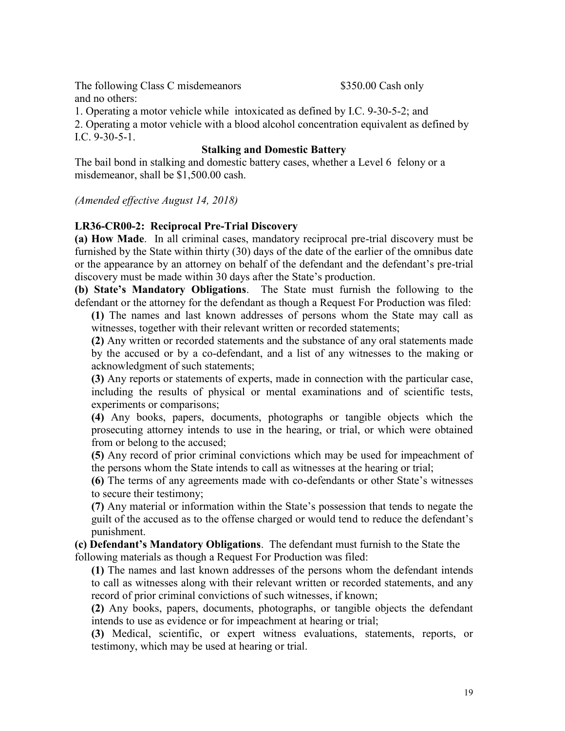The following Class C misdemeanors $350.00 Cash only
and no others:

1. Operating a motor vehicle while intoxicated as defined by I.C. 9-30-5-2; and
2. Operating a motor vehicle with a blood alcohol concentration equivalent as defined by I.C. 9-30-5-1.

**Stalking and Domestic Battery**

The bail bond in stalking and domestic battery cases, whether a Level 6 felony or a misdemeanor, shall be $1,500.00 cash.

*(Amended effective August 14, 2018)*

**LR36-CR00-2: Reciprocal Pre-Trial Discovery**

**(a) How Made**. In all criminal cases, mandatory reciprocal pre-trial discovery must be furnished by the State within thirty (30) days of the date of the earlier of the omnibus date or the appearance by an attorney on behalf of the defendant and the defendant's pre-trial discovery must be made within 30 days after the State's production.

**(b) State's Mandatory Obligations**. The State must furnish the following to the defendant or the attorney for the defendant as though a Request For Production was filed:

**(1)** The names and last known addresses of persons whom the State may call as witnesses, together with their relevant written or recorded statements;

**(2)** Any written or recorded statements and the substance of any oral statements made by the accused or by a co-defendant, and a list of any witnesses to the making or acknowledgment of such statements;

**(3)** Any reports or statements of experts, made in connection with the particular case, including the results of physical or mental examinations and of scientific tests, experiments or comparisons;

**(4)** Any books, papers, documents, photographs or tangible objects which the prosecuting attorney intends to use in the hearing, or trial, or which were obtained from or belong to the accused;

**(5)** Any record of prior criminal convictions which may be used for impeachment of the persons whom the State intends to call as witnesses at the hearing or trial;

**(6)** The terms of any agreements made with co-defendants or other State's witnesses to secure their testimony;

**(7)** Any material or information within the State's possession that tends to negate the guilt of the accused as to the offense charged or would tend to reduce the defendant's punishment.

**(c) Defendant's Mandatory Obligations**. The defendant must furnish to the State the following materials as though a Request For Production was filed:

**(1)** The names and last known addresses of the persons whom the defendant intends to call as witnesses along with their relevant written or recorded statements, and any record of prior criminal convictions of such witnesses, if known;

**(2)** Any books, papers, documents, photographs, or tangible objects the defendant intends to use as evidence or for impeachment at hearing or trial;

**(3)** Medical, scientific, or expert witness evaluations, statements, reports, or testimony, which may be used at hearing or trial.